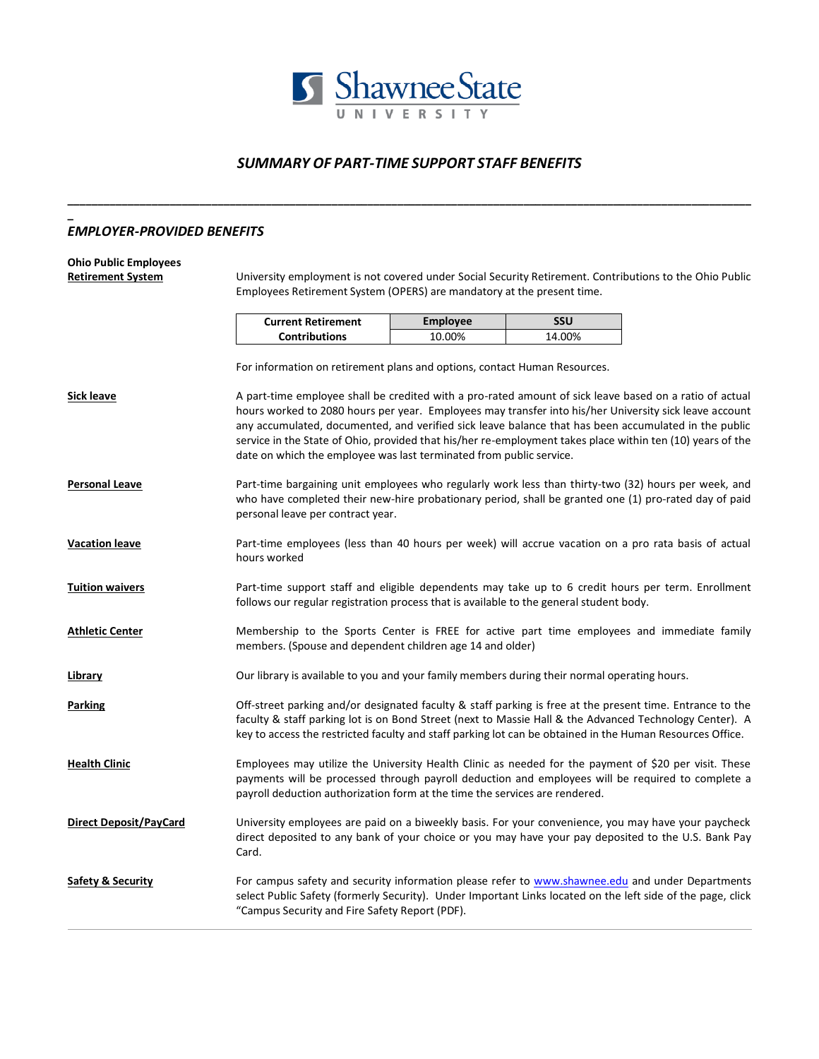# Shawnee State University

## *SUMMARY OF PART-TIME SUPPORT STAFF BENEFITS*

---

## *EMPLOYER-PROVIDED BENEFITS*

**Ohio Public Employees Retirement System**

University employment is not covered under Social Security Retirement. Contributions to the Ohio Public Employees Retirement System (OPERS) are mandatory at the present time.

| Current Retirement Contributions | Employee | SSU |
|---|---|---|
| | 10.00% | 14.00% |

For information on retirement plans and options, contact Human Resources.

**Sick leave**

A part-time employee shall be credited with a pro-rated amount of sick leave based on a ratio of actual hours worked to 2080 hours per year. Employees may transfer into his/her University sick leave account any accumulated, documented, and verified sick leave balance that has been accumulated in the public service in the State of Ohio, provided that his/her re-employment takes place within ten (10) years of the date on which the employee was last terminated from public service.

**Personal Leave**

Part-time bargaining unit employees who regularly work less than thirty-two (32) hours per week, and who have completed their new-hire probationary period, shall be granted one (1) pro-rated day of paid personal leave per contract year.

**Vacation leave**

Part-time employees (less than 40 hours per week) will accrue vacation on a pro rata basis of actual hours worked

**Tuition waivers**

Part-time support staff and eligible dependents may take up to 6 credit hours per term. Enrollment follows our regular registration process that is available to the general student body.

**Athletic Center**

Membership to the Sports Center is FREE for active part time employees and immediate family members. (Spouse and dependent children age 14 and older)

**Library**

Our library is available to you and your family members during their normal operating hours.

**Parking**

Off-street parking and/or designated faculty & staff parking is free at the present time. Entrance to the faculty & staff parking lot is on Bond Street (next to Massie Hall & the Advanced Technology Center). A key to access the restricted faculty and staff parking lot can be obtained in the Human Resources Office.

**Health Clinic**

Employees may utilize the University Health Clinic as needed for the payment of $20 per visit. These payments will be processed through payroll deduction and employees will be required to complete a payroll deduction authorization form at the time the services are rendered.

**Direct Deposit/PayCard**

University employees are paid on a biweekly basis. For your convenience, you may have your paycheck direct deposited to any bank of your choice or you may have your pay deposited to the U.S. Bank Pay Card.

**Safety & Security**

For campus safety and security information please refer to www.shawnee.edu and under Departments select Public Safety (formerly Security). Under Important Links located on the left side of the page, click "Campus Security and Fire Safety Report (PDF).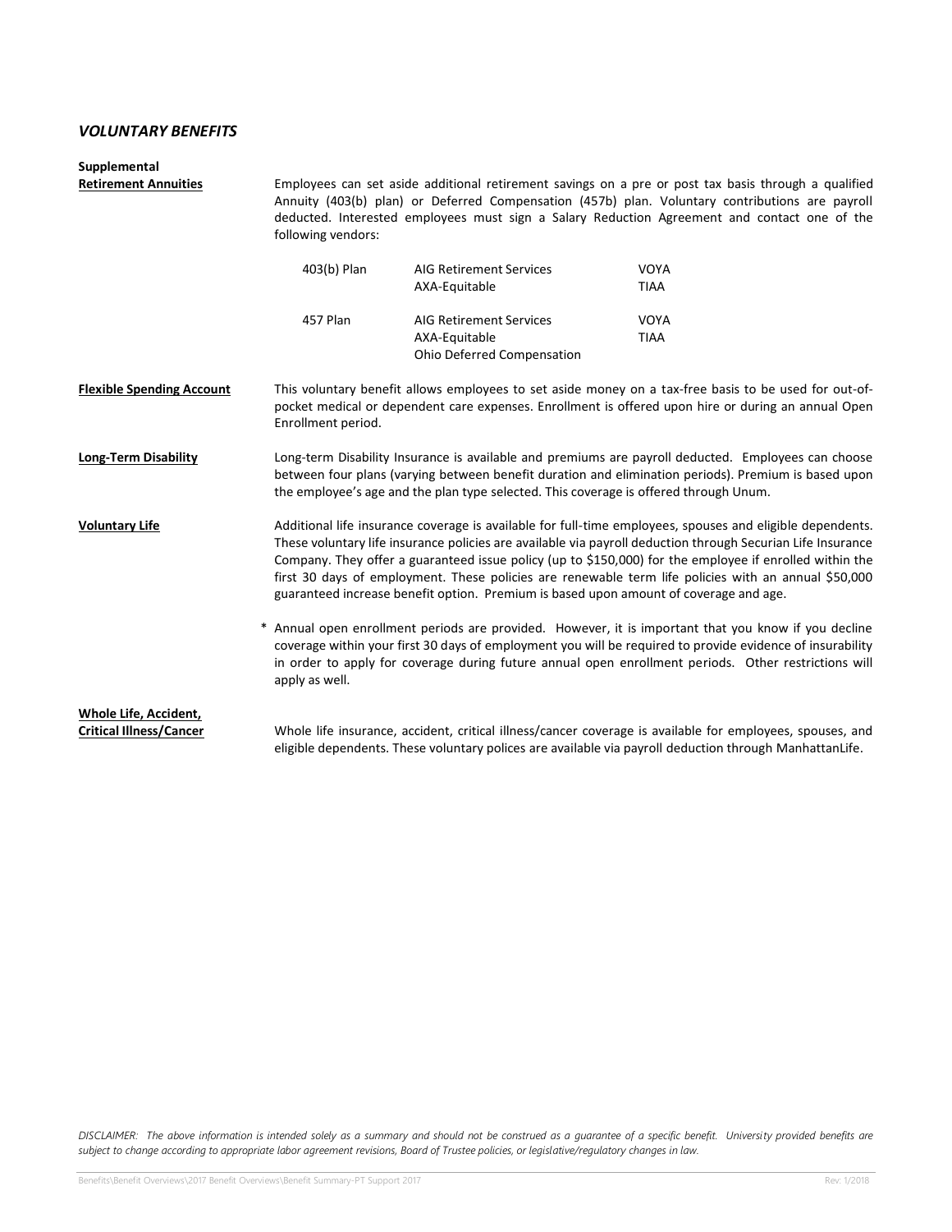## *VOLUNTARY BENEFITS*

**Supplemental Retirement Annuities**

Employees can set aside additional retirement savings on a pre or post tax basis through a qualified Annuity (403(b) plan) or Deferred Compensation (457b) plan. Voluntary contributions are payroll deducted. Interested employees must sign a Salary Reduction Agreement and contact one of the following vendors:

| | | |
|---|---|---|
| 403(b) Plan | AIG Retirement Services<br>AXA-Equitable | VOYA<br>TIAA |
| 457 Plan | AIG Retirement Services<br>AXA-Equitable<br>Ohio Deferred Compensation | VOYA<br>TIAA |

**Flexible Spending Account**

This voluntary benefit allows employees to set aside money on a tax-free basis to be used for out-of-pocket medical or dependent care expenses. Enrollment is offered upon hire or during an annual Open Enrollment period.

**Long-Term Disability**

Long-term Disability Insurance is available and premiums are payroll deducted. Employees can choose between four plans (varying between benefit duration and elimination periods). Premium is based upon the employee's age and the plan type selected. This coverage is offered through Unum.

**Voluntary Life**

Additional life insurance coverage is available for full-time employees, spouses and eligible dependents. These voluntary life insurance policies are available via payroll deduction through Securian Life Insurance Company. They offer a guaranteed issue policy (up to $150,000) for the employee if enrolled within the first 30 days of employment. These policies are renewable term life policies with an annual $50,000 guaranteed increase benefit option. Premium is based upon amount of coverage and age.

\* Annual open enrollment periods are provided. However, it is important that you know if you decline coverage within your first 30 days of employment you will be required to provide evidence of insurability in order to apply for coverage during future annual open enrollment periods. Other restrictions will apply as well.

**Whole Life, Accident, Critical Illness/Cancer**

Whole life insurance, accident, critical illness/cancer coverage is available for employees, spouses, and eligible dependents. These voluntary polices are available via payroll deduction through ManhattanLife.

*DISCLAIMER: The above information is intended solely as a summary and should not be construed as a guarantee of a specific benefit. University provided benefits are subject to change according to appropriate labor agreement revisions, Board of Trustee policies, or legislative/regulatory changes in law.*